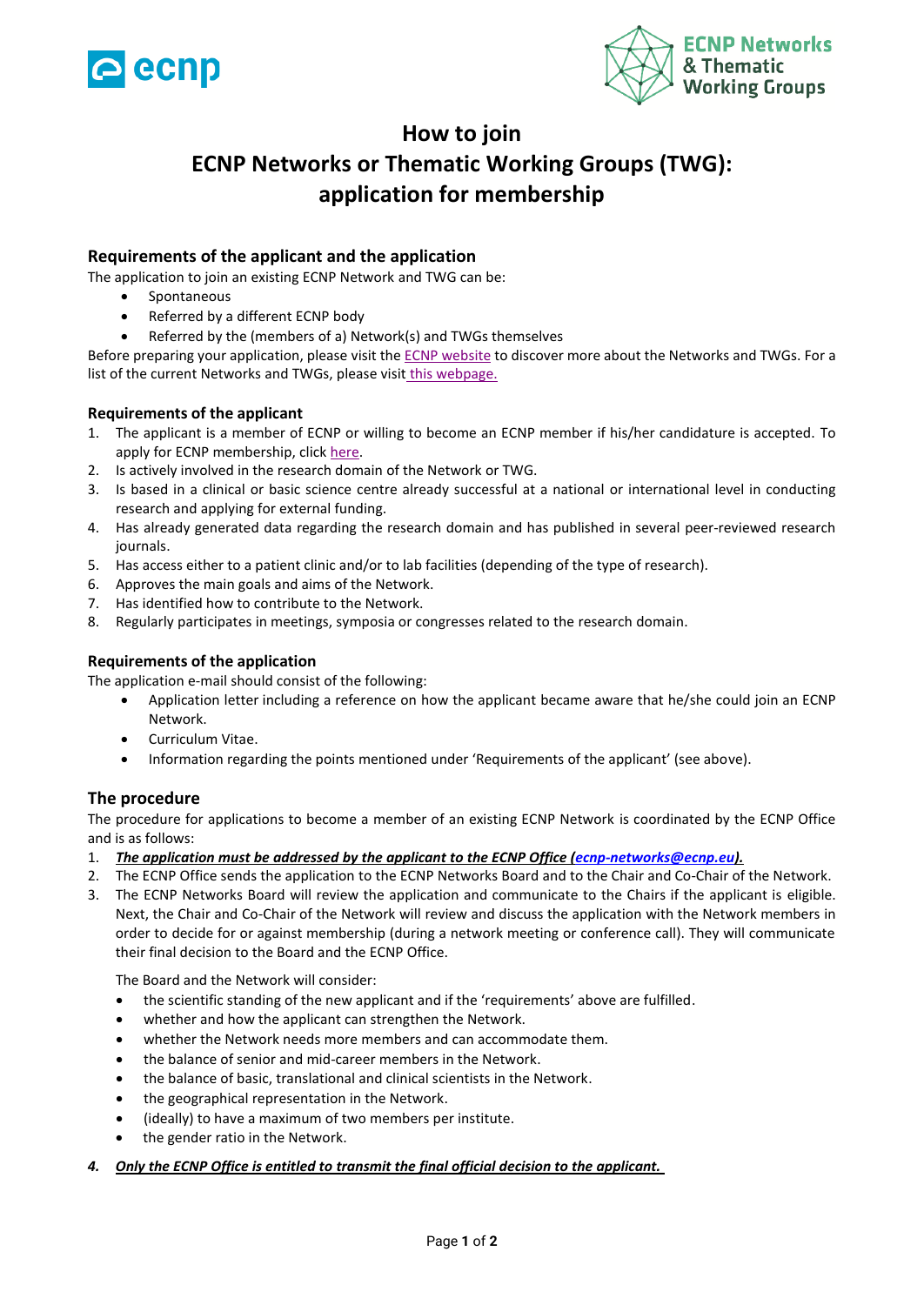# How to join
# ECNP Networks or Thematic Working Groups (TWG): application for membership

## Requirements of the applicant and the application

The application to join an existing ECNP Network and TWG can be:

- Spontaneous
- Referred by a different ECNP body
- Referred by the (members of a) Network(s) and TWGs themselves

Before preparing your application, please visit the ECNP website to discover more about the Networks and TWGs. For a list of the current Networks and TWGs, please visit this webpage.

### Requirements of the applicant

1. The applicant is a member of ECNP or willing to become an ECNP member if his/her candidature is accepted. To apply for ECNP membership, click here.
2. Is actively involved in the research domain of the Network or TWG.
3. Is based in a clinical or basic science centre already successful at a national or international level in conducting research and applying for external funding.
4. Has already generated data regarding the research domain and has published in several peer-reviewed research journals.
5. Has access either to a patient clinic and/or to lab facilities (depending of the type of research).
6. Approves the main goals and aims of the Network.
7. Has identified how to contribute to the Network.
8. Regularly participates in meetings, symposia or congresses related to the research domain.

### Requirements of the application

The application e-mail should consist of the following:

- Application letter including a reference on how the applicant became aware that he/she could join an ECNP Network.
- Curriculum Vitae.
- Information regarding the points mentioned under 'Requirements of the applicant' (see above).

## The procedure

The procedure for applications to become a member of an existing ECNP Network is coordinated by the ECNP Office and is as follows:

1. ***The application must be addressed by the applicant to the ECNP Office (ecnp-networks@ecnp.eu).***
2. The ECNP Office sends the application to the ECNP Networks Board and to the Chair and Co-Chair of the Network.
3. The ECNP Networks Board will review the application and communicate to the Chairs if the applicant is eligible. Next, the Chair and Co-Chair of the Network will review and discuss the application with the Network members in order to decide for or against membership (during a network meeting or conference call). They will communicate their final decision to the Board and the ECNP Office.

   The Board and the Network will consider:

   - the scientific standing of the new applicant and if the 'requirements' above are fulfilled.
   - whether and how the applicant can strengthen the Network.
   - whether the Network needs more members and can accommodate them.
   - the balance of senior and mid-career members in the Network.
   - the balance of basic, translational and clinical scientists in the Network.
   - the geographical representation in the Network.
   - (ideally) to have a maximum of two members per institute.
   - the gender ratio in the Network.

4. ***Only the ECNP Office is entitled to transmit the final official decision to the applicant.***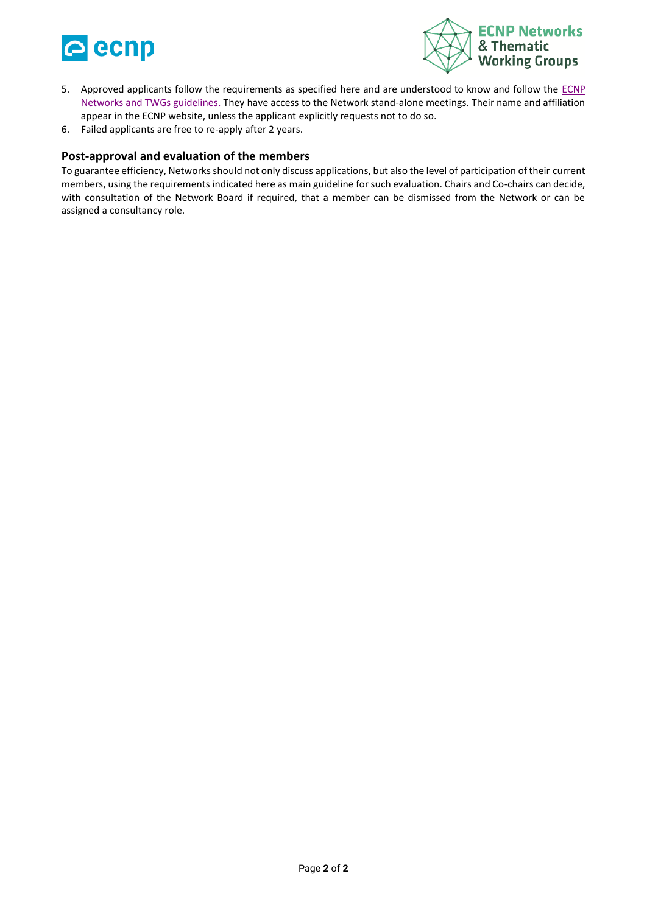5. Approved applicants follow the requirements as specified here and are understood to know and follow the ECNP Networks and TWGs guidelines. They have access to the Network stand-alone meetings. Their name and affiliation appear in the ECNP website, unless the applicant explicitly requests not to do so.
6. Failed applicants are free to re-apply after 2 years.

### Post-approval and evaluation of the members

To guarantee efficiency, Networks should not only discuss applications, but also the level of participation of their current members, using the requirements indicated here as main guideline for such evaluation. Chairs and Co-chairs can decide, with consultation of the Network Board if required, that a member can be dismissed from the Network or can be assigned a consultancy role.